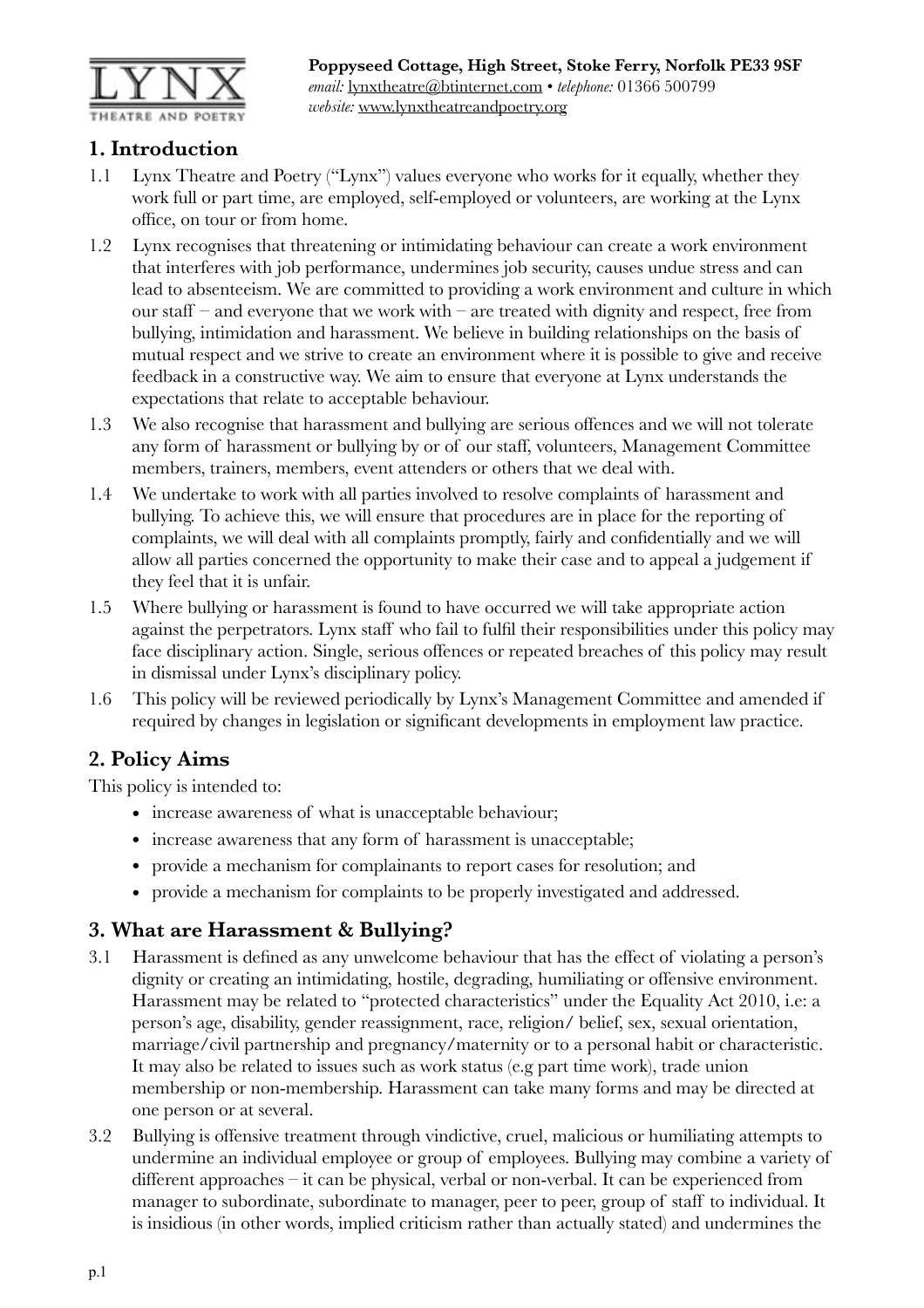**Poppyseed Cottage, High Street, Stoke Ferry, Norfolk PE33 9SF**
*email:* lynxtheatre@btinternet.com • *telephone:* 01366 500799
*website:* www.lynxtheatreandpoetry.org

## 1. Introduction

1.1 Lynx Theatre and Poetry ("Lynx") values everyone who works for it equally, whether they work full or part time, are employed, self-employed or volunteers, are working at the Lynx office, on tour or from home.

1.2 Lynx recognises that threatening or intimidating behaviour can create a work environment that interferes with job performance, undermines job security, causes undue stress and can lead to absenteeism. We are committed to providing a work environment and culture in which our staff – and everyone that we work with – are treated with dignity and respect, free from bullying, intimidation and harassment. We believe in building relationships on the basis of mutual respect and we strive to create an environment where it is possible to give and receive feedback in a constructive way. We aim to ensure that everyone at Lynx understands the expectations that relate to acceptable behaviour.

1.3 We also recognise that harassment and bullying are serious offences and we will not tolerate any form of harassment or bullying by or of our staff, volunteers, Management Committee members, trainers, members, event attenders or others that we deal with.

1.4 We undertake to work with all parties involved to resolve complaints of harassment and bullying. To achieve this, we will ensure that procedures are in place for the reporting of complaints, we will deal with all complaints promptly, fairly and confidentially and we will allow all parties concerned the opportunity to make their case and to appeal a judgement if they feel that it is unfair.

1.5 Where bullying or harassment is found to have occurred we will take appropriate action against the perpetrators. Lynx staff who fail to fulfil their responsibilities under this policy may face disciplinary action. Single, serious offences or repeated breaches of this policy may result in dismissal under Lynx's disciplinary policy.

1.6 This policy will be reviewed periodically by Lynx's Management Committee and amended if required by changes in legislation or significant developments in employment law practice.

## 2. Policy Aims

This policy is intended to:

- increase awareness of what is unacceptable behaviour;
- increase awareness that any form of harassment is unacceptable;
- provide a mechanism for complainants to report cases for resolution; and
- provide a mechanism for complaints to be properly investigated and addressed.

## 3. What are Harassment & Bullying?

3.1 Harassment is defined as any unwelcome behaviour that has the effect of violating a person's dignity or creating an intimidating, hostile, degrading, humiliating or offensive environment. Harassment may be related to "protected characteristics" under the Equality Act 2010, i.e: a person's age, disability, gender reassignment, race, religion/ belief, sex, sexual orientation, marriage/civil partnership and pregnancy/maternity or to a personal habit or characteristic. It may also be related to issues such as work status (e.g part time work), trade union membership or non-membership. Harassment can take many forms and may be directed at one person or at several.

3.2 Bullying is offensive treatment through vindictive, cruel, malicious or humiliating attempts to undermine an individual employee or group of employees. Bullying may combine a variety of different approaches – it can be physical, verbal or non-verbal. It can be experienced from manager to subordinate, subordinate to manager, peer to peer, group of staff to individual. It is insidious (in other words, implied criticism rather than actually stated) and undermines the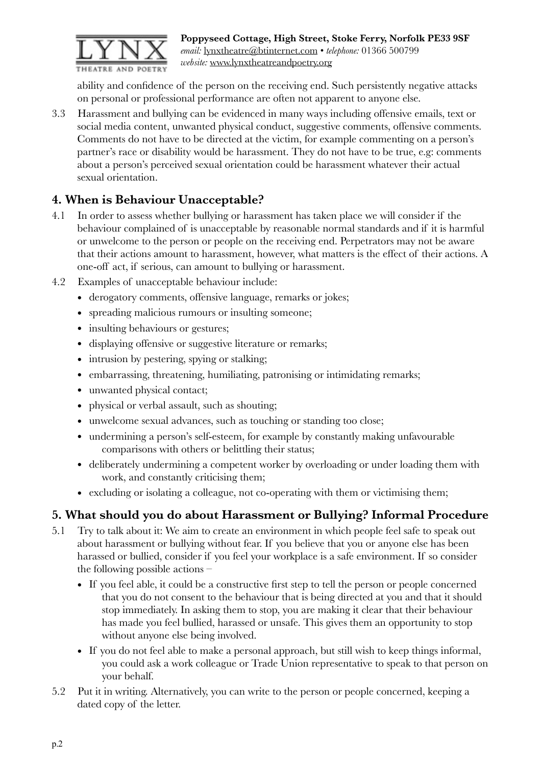ability and confidence of the person on the receiving end. Such persistently negative attacks on personal or professional performance are often not apparent to anyone else.

3.3 Harassment and bullying can be evidenced in many ways including offensive emails, text or social media content, unwanted physical conduct, suggestive comments, offensive comments. Comments do not have to be directed at the victim, for example commenting on a person's partner's race or disability would be harassment. They do not have to be true, e.g: comments about a person's perceived sexual orientation could be harassment whatever their actual sexual orientation.

## 4. When is Behaviour Unacceptable?

4.1 In order to assess whether bullying or harassment has taken place we will consider if the behaviour complained of is unacceptable by reasonable normal standards and if it is harmful or unwelcome to the person or people on the receiving end. Perpetrators may not be aware that their actions amount to harassment, however, what matters is the effect of their actions. A one-off act, if serious, can amount to bullying or harassment.

4.2 Examples of unacceptable behaviour include:

- derogatory comments, offensive language, remarks or jokes;
- spreading malicious rumours or insulting someone;
- insulting behaviours or gestures;
- displaying offensive or suggestive literature or remarks;
- intrusion by pestering, spying or stalking;
- embarrassing, threatening, humiliating, patronising or intimidating remarks;
- unwanted physical contact;
- physical or verbal assault, such as shouting;
- unwelcome sexual advances, such as touching or standing too close;
- undermining a person's self-esteem, for example by constantly making unfavourable comparisons with others or belittling their status;
- deliberately undermining a competent worker by overloading or under loading them with work, and constantly criticising them;
- excluding or isolating a colleague, not co-operating with them or victimising them;

## 5. What should you do about Harassment or Bullying? Informal Procedure

5.1 Try to talk about it: We aim to create an environment in which people feel safe to speak out about harassment or bullying without fear. If you believe that you or anyone else has been harassed or bullied, consider if you feel your workplace is a safe environment. If so consider the following possible actions –

- If you feel able, it could be a constructive first step to tell the person or people concerned that you do not consent to the behaviour that is being directed at you and that it should stop immediately. In asking them to stop, you are making it clear that their behaviour has made you feel bullied, harassed or unsafe. This gives them an opportunity to stop without anyone else being involved.
- If you do not feel able to make a personal approach, but still wish to keep things informal, you could ask a work colleague or Trade Union representative to speak to that person on your behalf.

5.2 Put it in writing. Alternatively, you can write to the person or people concerned, keeping a dated copy of the letter.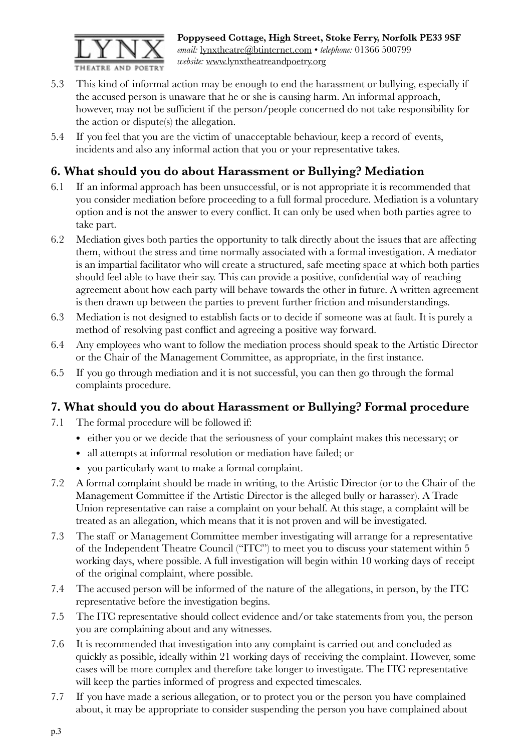5.3 This kind of informal action may be enough to end the harassment or bullying, especially if the accused person is unaware that he or she is causing harm. An informal approach, however, may not be sufficient if the person/people concerned do not take responsibility for the action or dispute(s) the allegation.

5.4 If you feel that you are the victim of unacceptable behaviour, keep a record of events, incidents and also any informal action that you or your representative takes.

## 6. What should you do about Harassment or Bullying? Mediation

6.1 If an informal approach has been unsuccessful, or is not appropriate it is recommended that you consider mediation before proceeding to a full formal procedure. Mediation is a voluntary option and is not the answer to every conflict. It can only be used when both parties agree to take part.

6.2 Mediation gives both parties the opportunity to talk directly about the issues that are affecting them, without the stress and time normally associated with a formal investigation. A mediator is an impartial facilitator who will create a structured, safe meeting space at which both parties should feel able to have their say. This can provide a positive, confidential way of reaching agreement about how each party will behave towards the other in future. A written agreement is then drawn up between the parties to prevent further friction and misunderstandings.

6.3 Mediation is not designed to establish facts or to decide if someone was at fault. It is purely a method of resolving past conflict and agreeing a positive way forward.

6.4 Any employees who want to follow the mediation process should speak to the Artistic Director or the Chair of the Management Committee, as appropriate, in the first instance.

6.5 If you go through mediation and it is not successful, you can then go through the formal complaints procedure.

## 7. What should you do about Harassment or Bullying? Formal procedure

7.1 The formal procedure will be followed if:

- either you or we decide that the seriousness of your complaint makes this necessary; or
- all attempts at informal resolution or mediation have failed; or
- you particularly want to make a formal complaint.

7.2 A formal complaint should be made in writing, to the Artistic Director (or to the Chair of the Management Committee if the Artistic Director is the alleged bully or harasser). A Trade Union representative can raise a complaint on your behalf. At this stage, a complaint will be treated as an allegation, which means that it is not proven and will be investigated.

7.3 The staff or Management Committee member investigating will arrange for a representative of the Independent Theatre Council ("ITC") to meet you to discuss your statement within 5 working days, where possible. A full investigation will begin within 10 working days of receipt of the original complaint, where possible.

7.4 The accused person will be informed of the nature of the allegations, in person, by the ITC representative before the investigation begins.

7.5 The ITC representative should collect evidence and/or take statements from you, the person you are complaining about and any witnesses.

7.6 It is recommended that investigation into any complaint is carried out and concluded as quickly as possible, ideally within 21 working days of receiving the complaint. However, some cases will be more complex and therefore take longer to investigate. The ITC representative will keep the parties informed of progress and expected timescales.

7.7 If you have made a serious allegation, or to protect you or the person you have complained about, it may be appropriate to consider suspending the person you have complained about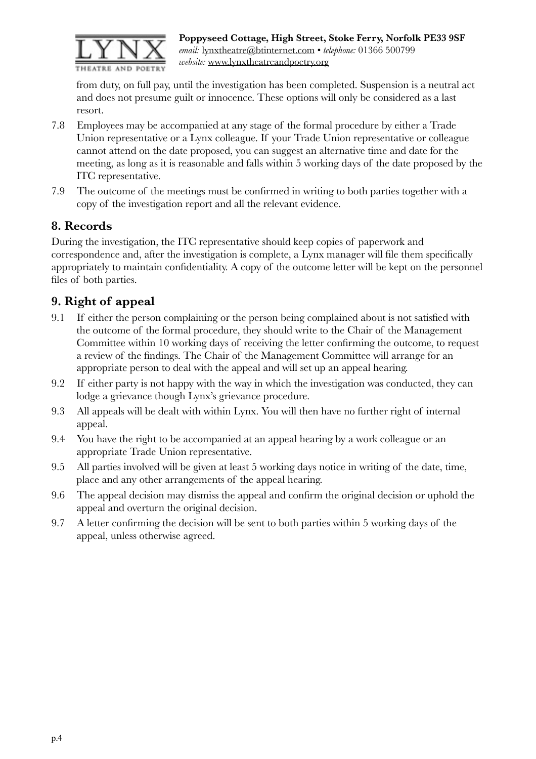from duty, on full pay, until the investigation has been completed. Suspension is a neutral act and does not presume guilt or innocence. These options will only be considered as a last resort.

7.8 Employees may be accompanied at any stage of the formal procedure by either a Trade Union representative or a Lynx colleague. If your Trade Union representative or colleague cannot attend on the date proposed, you can suggest an alternative time and date for the meeting, as long as it is reasonable and falls within 5 working days of the date proposed by the ITC representative.

7.9 The outcome of the meetings must be confirmed in writing to both parties together with a copy of the investigation report and all the relevant evidence.

## 8. Records

During the investigation, the ITC representative should keep copies of paperwork and correspondence and, after the investigation is complete, a Lynx manager will file them specifically appropriately to maintain confidentiality. A copy of the outcome letter will be kept on the personnel files of both parties.

## 9. Right of appeal

9.1 If either the person complaining or the person being complained about is not satisfied with the outcome of the formal procedure, they should write to the Chair of the Management Committee within 10 working days of receiving the letter confirming the outcome, to request a review of the findings. The Chair of the Management Committee will arrange for an appropriate person to deal with the appeal and will set up an appeal hearing.

9.2 If either party is not happy with the way in which the investigation was conducted, they can lodge a grievance though Lynx's grievance procedure.

9.3 All appeals will be dealt with within Lynx. You will then have no further right of internal appeal.

9.4 You have the right to be accompanied at an appeal hearing by a work colleague or an appropriate Trade Union representative.

9.5 All parties involved will be given at least 5 working days notice in writing of the date, time, place and any other arrangements of the appeal hearing.

9.6 The appeal decision may dismiss the appeal and confirm the original decision or uphold the appeal and overturn the original decision.

9.7 A letter confirming the decision will be sent to both parties within 5 working days of the appeal, unless otherwise agreed.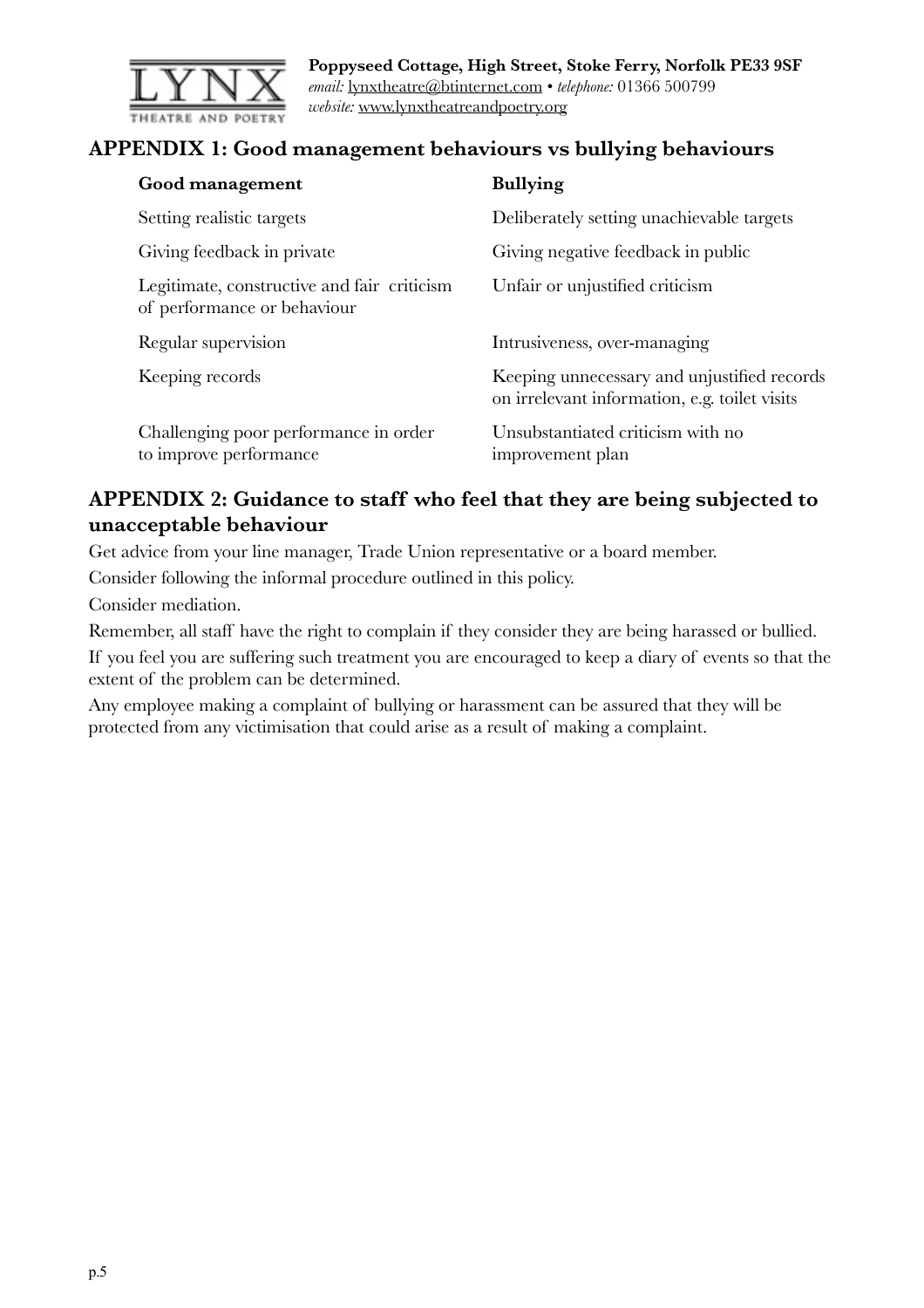## APPENDIX 1: Good management behaviours vs bullying behaviours

| Good management | Bullying |
| --- | --- |
| Setting realistic targets | Deliberately setting unachievable targets |
| Giving feedback in private | Giving negative feedback in public |
| Legitimate, constructive and fair criticism of performance or behaviour | Unfair or unjustified criticism |
| Regular supervision | Intrusiveness, over-managing |
| Keeping records | Keeping unnecessary and unjustified records on irrelevant information, e.g. toilet visits |
| Challenging poor performance in order to improve performance | Unsubstantiated criticism with no improvement plan |

## APPENDIX 2: Guidance to staff who feel that they are being subjected to unacceptable behaviour

Get advice from your line manager, Trade Union representative or a board member.

Consider following the informal procedure outlined in this policy.

Consider mediation.

Remember, all staff have the right to complain if they consider they are being harassed or bullied.

If you feel you are suffering such treatment you are encouraged to keep a diary of events so that the extent of the problem can be determined.

Any employee making a complaint of bullying or harassment can be assured that they will be protected from any victimisation that could arise as a result of making a complaint.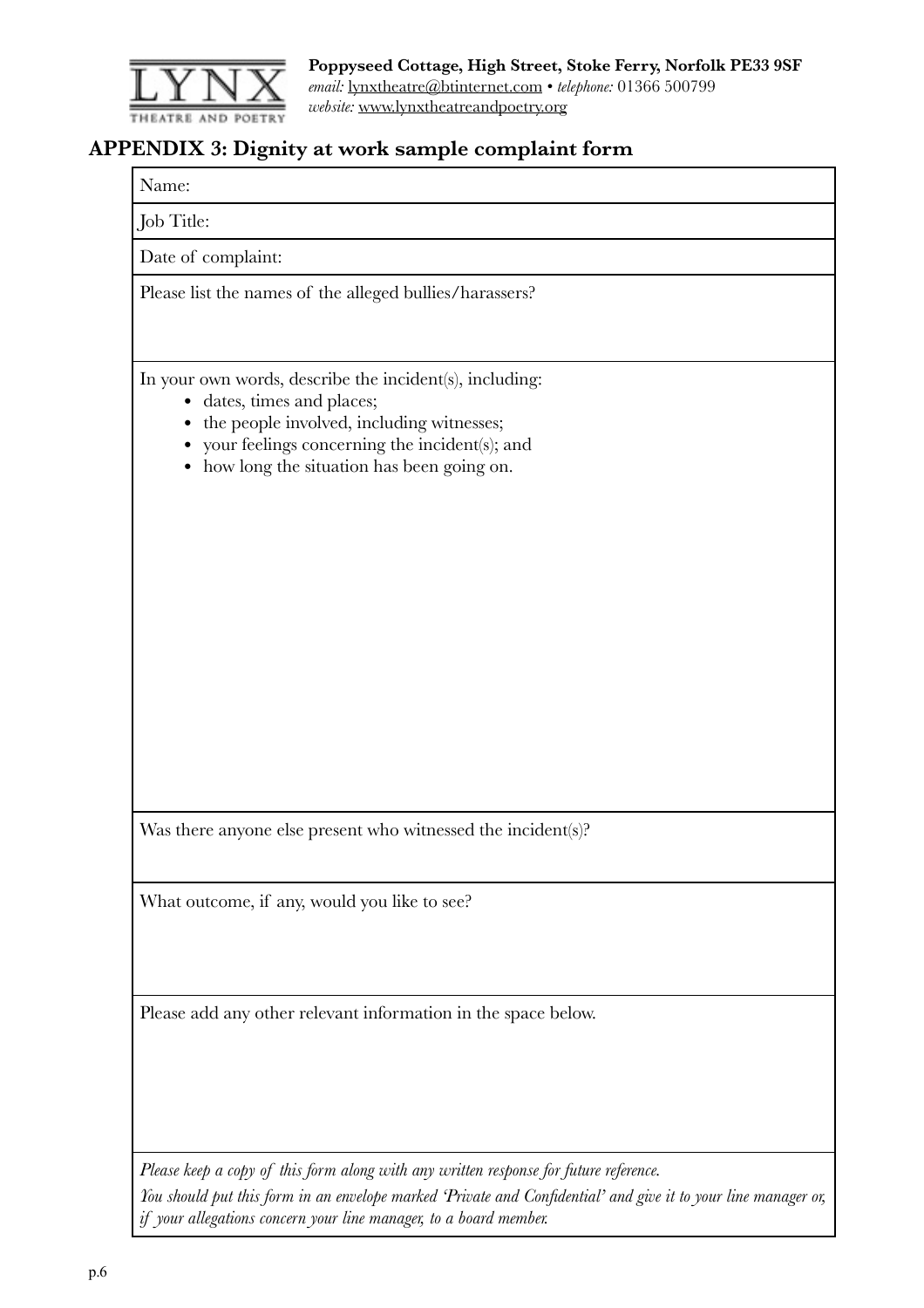**Poppyseed Cottage, High Street, Stoke Ferry, Norfolk PE33 9SF**
*email:* lynxtheatre@btinternet.com • *telephone:* 01366 500799
*website:* www.lynxtheatreandpoetry.org

## APPENDIX 3: Dignity at work sample complaint form

Name:

Job Title:

Date of complaint:

Please list the names of the alleged bullies/harassers?

In your own words, describe the incident(s), including:

- dates, times and places;
- the people involved, including witnesses;
- your feelings concerning the incident(s); and
- how long the situation has been going on.

Was there anyone else present who witnessed the incident(s)?

What outcome, if any, would you like to see?

Please add any other relevant information in the space below.

*Please keep a copy of this form along with any written response for future reference.*

*You should put this form in an envelope marked 'Private and Confidential' and give it to your line manager or, if your allegations concern your line manager, to a board member.*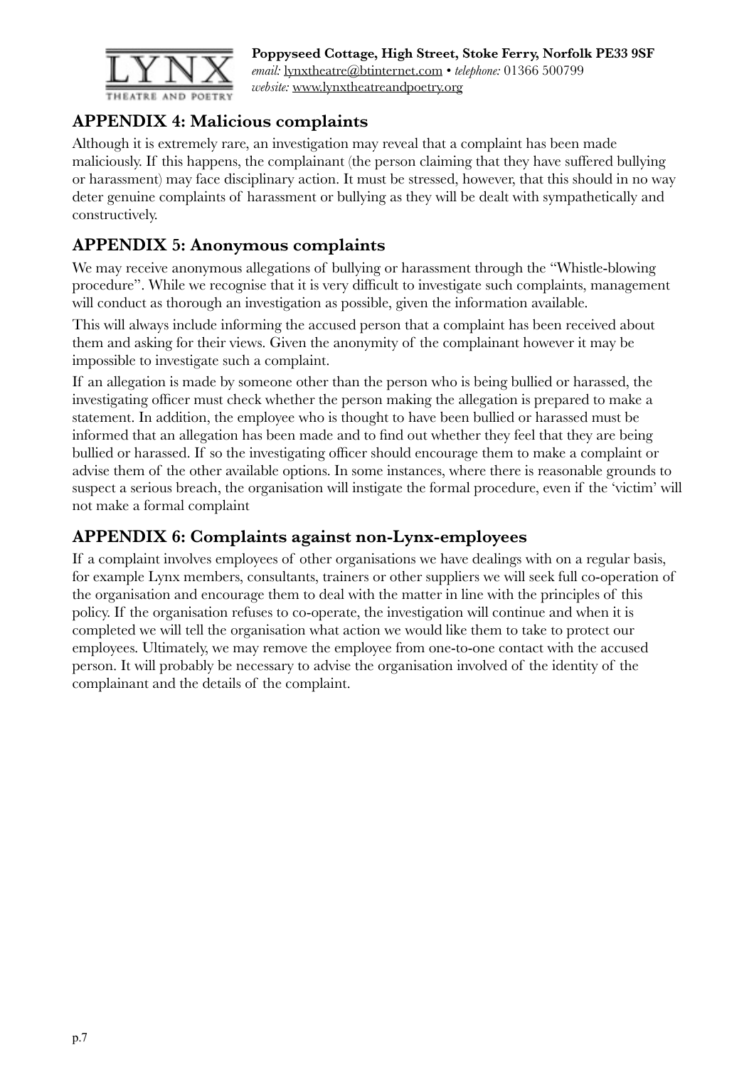## APPENDIX 4: Malicious complaints

Although it is extremely rare, an investigation may reveal that a complaint has been made maliciously. If this happens, the complainant (the person claiming that they have suffered bullying or harassment) may face disciplinary action. It must be stressed, however, that this should in no way deter genuine complaints of harassment or bullying as they will be dealt with sympathetically and constructively.

## APPENDIX 5: Anonymous complaints

We may receive anonymous allegations of bullying or harassment through the "Whistle-blowing procedure". While we recognise that it is very difficult to investigate such complaints, management will conduct as thorough an investigation as possible, given the information available.

This will always include informing the accused person that a complaint has been received about them and asking for their views. Given the anonymity of the complainant however it may be impossible to investigate such a complaint.

If an allegation is made by someone other than the person who is being bullied or harassed, the investigating officer must check whether the person making the allegation is prepared to make a statement. In addition, the employee who is thought to have been bullied or harassed must be informed that an allegation has been made and to find out whether they feel that they are being bullied or harassed. If so the investigating officer should encourage them to make a complaint or advise them of the other available options. In some instances, where there is reasonable grounds to suspect a serious breach, the organisation will instigate the formal procedure, even if the 'victim' will not make a formal complaint

## APPENDIX 6: Complaints against non-Lynx-employees

If a complaint involves employees of other organisations we have dealings with on a regular basis, for example Lynx members, consultants, trainers or other suppliers we will seek full co-operation of the organisation and encourage them to deal with the matter in line with the principles of this policy. If the organisation refuses to co-operate, the investigation will continue and when it is completed we will tell the organisation what action we would like them to take to protect our employees. Ultimately, we may remove the employee from one-to-one contact with the accused person. It will probably be necessary to advise the organisation involved of the identity of the complainant and the details of the complaint.